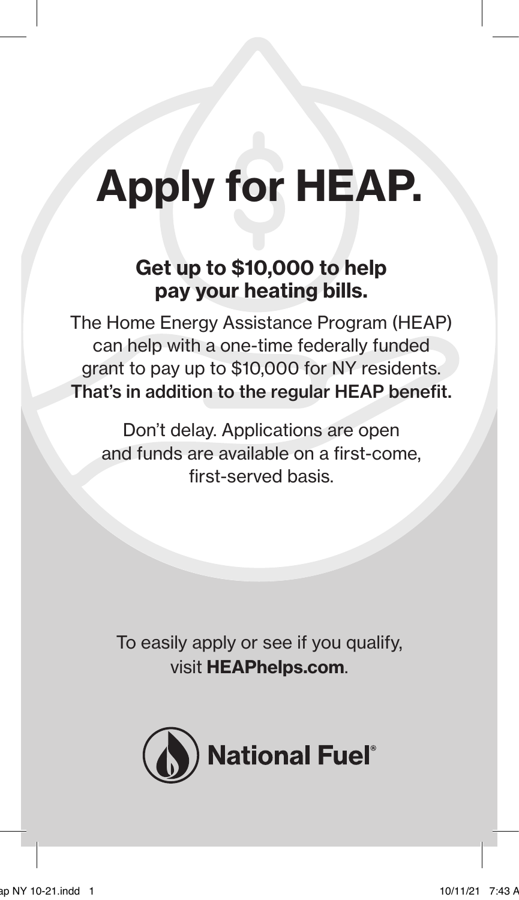# Apply for HEAP.

## Get up to $10,000 to help pay your heating bills.

The Home Energy Assistance Program (HEAP) can help with a one-time federally funded grant to pay up to $10,000 for NY residents. **That's in addition to the regular HEAP benefit.**

Don't delay. Applications are open and funds are available on a first-come, first-served basis.

To easily apply or see if you qualify, visit **HEAPhelps.com**.

National Fuel®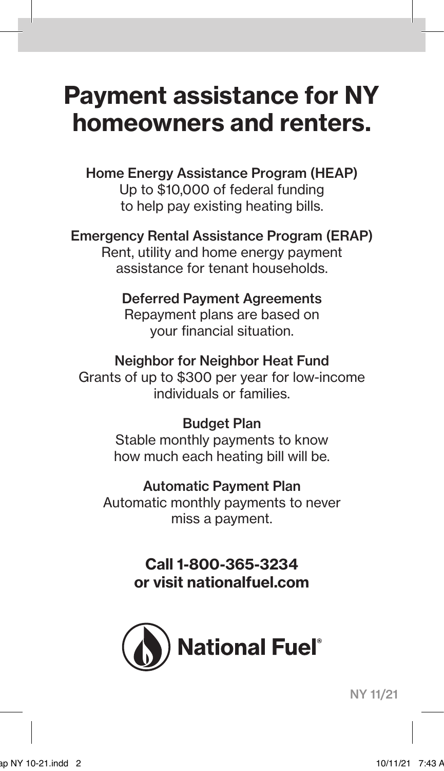# Payment assistance for NY homeowners and renters.

**Home Energy Assistance Program (HEAP)**
Up to $10,000 of federal funding to help pay existing heating bills.

**Emergency Rental Assistance Program (ERAP)**
Rent, utility and home energy payment assistance for tenant households.

**Deferred Payment Agreements**
Repayment plans are based on your financial situation.

**Neighbor for Neighbor Heat Fund**
Grants of up to $300 per year for low-income individuals or families.

**Budget Plan**
Stable monthly payments to know how much each heating bill will be.

**Automatic Payment Plan**
Automatic monthly payments to never miss a payment.

**Call 1-800-365-3234**
**or visit nationalfuel.com**

National Fuel®

NY 11/21